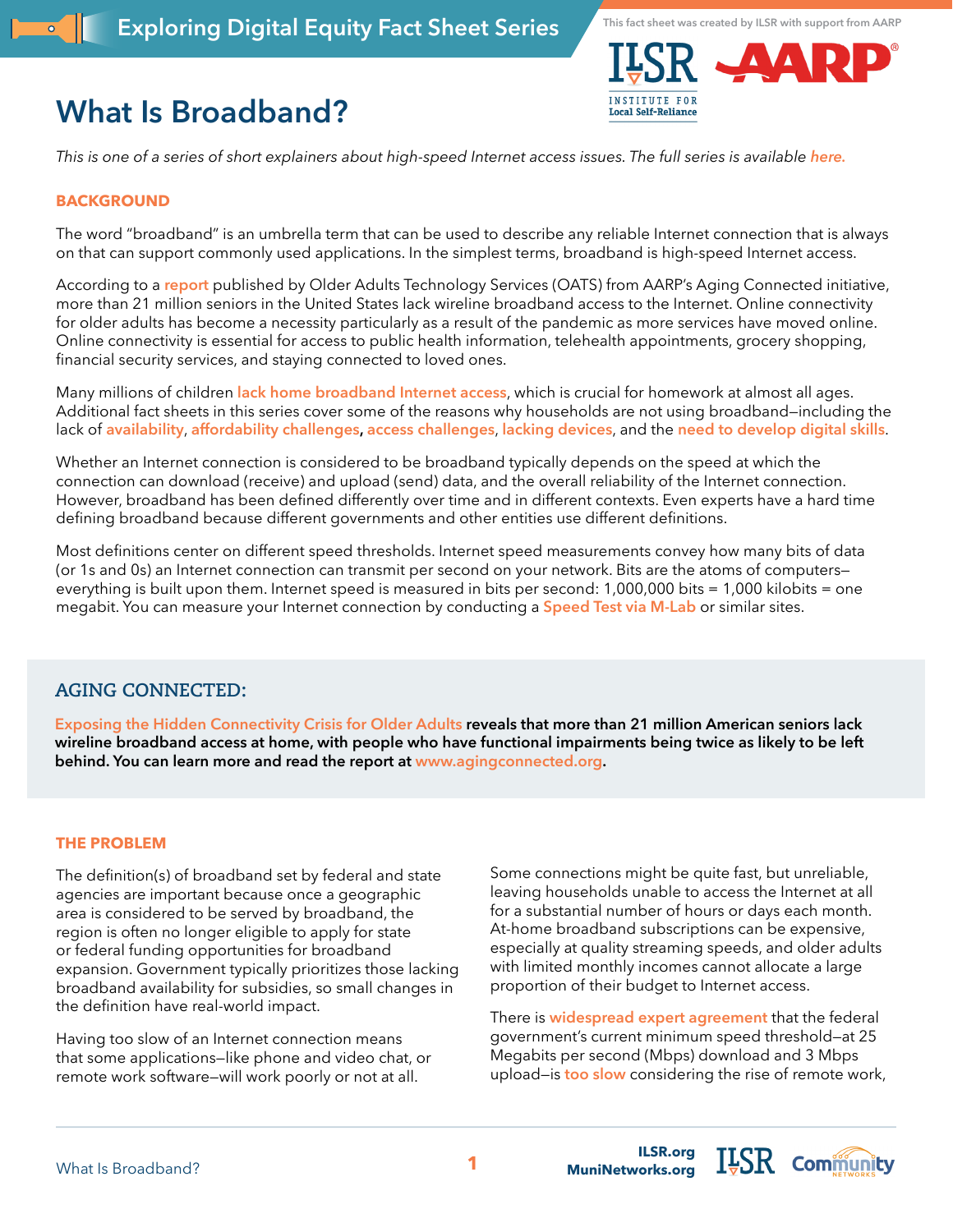Exploring Digital Equity Fact Sheet Series

This fact sheet was created by ILSR with support from AARP

# What Is Broadband?

*This is one of a series of short explainers about high-speed Internet access issues. The full series is available here.*

## BACKGROUND

The word "broadband" is an umbrella term that can be used to describe any reliable Internet connection that is always on that can support commonly used applications. In the simplest terms, broadband is high-speed Internet access.

According to a report published by Older Adults Technology Services (OATS) from AARP's Aging Connected initiative, more than 21 million seniors in the United States lack wireline broadband access to the Internet. Online connectivity for older adults has become a necessity particularly as a result of the pandemic as more services have moved online. Online connectivity is essential for access to public health information, telehealth appointments, grocery shopping, financial security services, and staying connected to loved ones.

Many millions of children lack home broadband Internet access, which is crucial for homework at almost all ages. Additional fact sheets in this series cover some of the reasons why households are not using broadband—including the lack of availability, affordability challenges, access challenges, lacking devices, and the need to develop digital skills.

Whether an Internet connection is considered to be broadband typically depends on the speed at which the connection can download (receive) and upload (send) data, and the overall reliability of the Internet connection. However, broadband has been defined differently over time and in different contexts. Even experts have a hard time defining broadband because different governments and other entities use different definitions.

Most definitions center on different speed thresholds. Internet speed measurements convey how many bits of data (or 1s and 0s) an Internet connection can transmit per second on your network. Bits are the atoms of computers—everything is built upon them. Internet speed is measured in bits per second: 1,000,000 bits = 1,000 kilobits = one megabit. You can measure your Internet connection by conducting a Speed Test via M-Lab or similar sites.

> ### AGING CONNECTED:
>
> **Exposing the Hidden Connectivity Crisis for Older Adults reveals that more than 21 million American seniors lack wireline broadband access at home, with people who have functional impairments being twice as likely to be left behind. You can learn more and read the report at www.agingconnected.org.**

## THE PROBLEM

The definition(s) of broadband set by federal and state agencies are important because once a geographic area is considered to be served by broadband, the region is often no longer eligible to apply for state or federal funding opportunities for broadband expansion. Government typically prioritizes those lacking broadband availability for subsidies, so small changes in the definition have real-world impact.

Having too slow of an Internet connection means that some applications—like phone and video chat, or remote work software—will work poorly or not at all.

Some connections might be quite fast, but unreliable, leaving households unable to access the Internet at all for a substantial number of hours or days each month. At-home broadband subscriptions can be expensive, especially at quality streaming speeds, and older adults with limited monthly incomes cannot allocate a large proportion of their budget to Internet access.

There is widespread expert agreement that the federal government's current minimum speed threshold—at 25 Megabits per second (Mbps) download and 3 Mbps upload—is too slow considering the rise of remote work,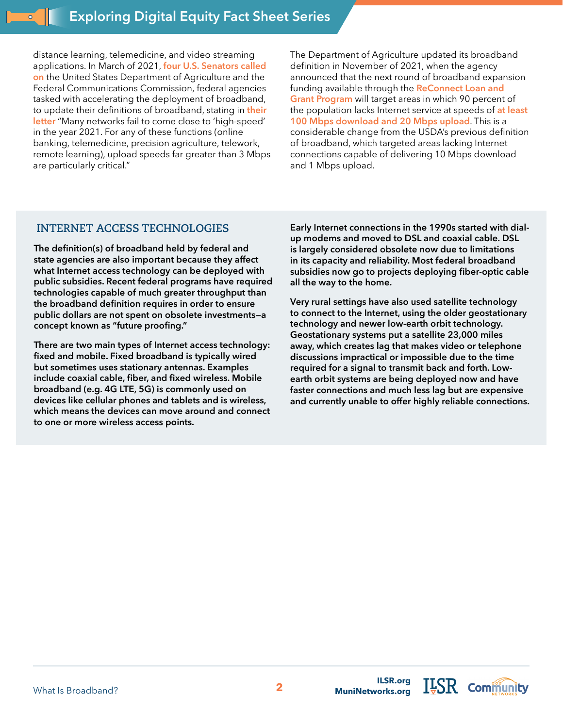distance learning, telemedicine, and video streaming applications. In March of 2021, four U.S. Senators called on the United States Department of Agriculture and the Federal Communications Commission, federal agencies tasked with accelerating the deployment of broadband, to update their definitions of broadband, stating in their letter "Many networks fail to come close to 'high-speed' in the year 2021. For any of these functions (online banking, telemedicine, precision agriculture, telework, remote learning), upload speeds far greater than 3 Mbps are particularly critical."

The Department of Agriculture updated its broadband definition in November of 2021, when the agency announced that the next round of broadband expansion funding available through the ReConnect Loan and Grant Program will target areas in which 90 percent of the population lacks Internet service at speeds of at least 100 Mbps download and 20 Mbps upload. This is a considerable change from the USDA's previous definition of broadband, which targeted areas lacking Internet connections capable of delivering 10 Mbps download and 1 Mbps upload.

## INTERNET ACCESS TECHNOLOGIES

**The definition(s) of broadband held by federal and state agencies are also important because they affect what Internet access technology can be deployed with public subsidies. Recent federal programs have required technologies capable of much greater throughput than the broadband definition requires in order to ensure public dollars are not spent on obsolete investments—a concept known as "future proofing."**

**There are two main types of Internet access technology: fixed and mobile. Fixed broadband is typically wired but sometimes uses stationary antennas. Examples include coaxial cable, fiber, and fixed wireless. Mobile broadband (e.g. 4G LTE, 5G) is commonly used on devices like cellular phones and tablets and is wireless, which means the devices can move around and connect to one or more wireless access points.**

**Early Internet connections in the 1990s started with dial-up modems and moved to DSL and coaxial cable. DSL is largely considered obsolete now due to limitations in its capacity and reliability. Most federal broadband subsidies now go to projects deploying fiber-optic cable all the way to the home.**

**Very rural settings have also used satellite technology to connect to the Internet, using the older geostationary technology and newer low-earth orbit technology. Geostationary systems put a satellite 23,000 miles away, which creates lag that makes video or telephone discussions impractical or impossible due to the time required for a signal to transmit back and forth. Low-earth orbit systems are being deployed now and have faster connections and much less lag but are expensive and currently unable to offer highly reliable connections.**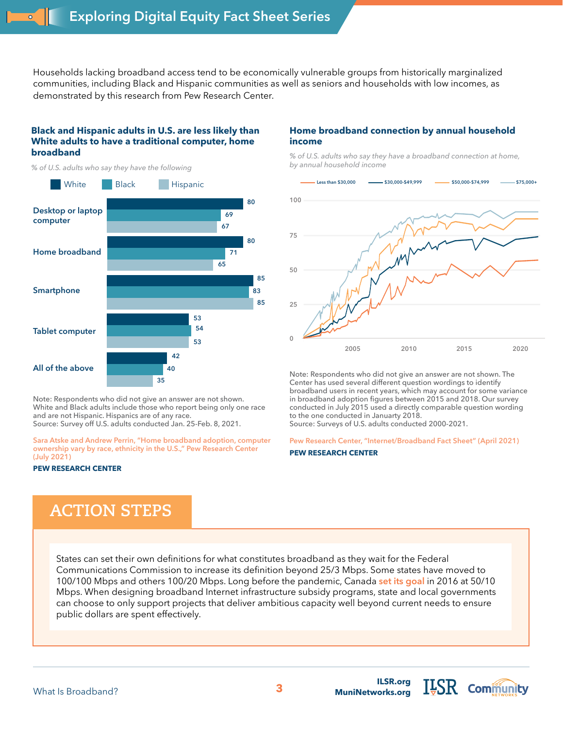Households lacking broadband access tend to be economically vulnerable groups from historically marginalized communities, including Black and Hispanic communities as well as seniors and households with low incomes, as demonstrated by this research from Pew Research Center.

### Black and Hispanic adults in U.S. are less likely than White adults to have a traditional computer, home broadband

*% of U.S. adults who say they have the following*

| | White | Black | Hispanic |
|---|---|---|---|
| Desktop or laptop computer | 80 | 69 | 67 |
| Home broadband | 80 | 71 | 65 |
| Smartphone | 85 | 83 | 85 |
| Tablet computer | 53 | 54 | 53 |
| All of the above | 42 | 40 | 35 |

Note: Respondents who did not give an answer are not shown. White and Black adults include those who report being only one race and are not Hispanic. Hispanics are of any race.
Source: Survey off U.S. adults conducted Jan. 25-Feb. 8, 2021.

Sara Atske and Andrew Perrin, "Home broadband adoption, computer ownership vary by race, ethnicity in the U.S.," Pew Research Center (July 2021)

**PEW RESEARCH CENTER**

### Home broadband connection by annual household income

*% of U.S. adults who say they have a broadband connection at home, by annual household income*

Legend: Less than $30,000; $30,000-$49,999; $50,000-$74,999; $75,000+

Note: Respondents who did not give an answer are not shown. The Center has used several different question wordings to identify broadband users in recent years, which may account for some variance in broadband adoption figures between 2015 and 2018. Our survey conducted in July 2015 used a directly comparable question wording to the one conducted in January 2018.
Source: Surveys of U.S. adults conducted 2000-2021.

Pew Research Center, "Internet/Broadband Fact Sheet" (April 2021)

**PEW RESEARCH CENTER**

## ACTION STEPS

States can set their own definitions for what constitutes broadband as they wait for the Federal Communications Commission to increase its definition beyond 25/3 Mbps. Some states have moved to 100/100 Mbps and others 100/20 Mbps. Long before the pandemic, Canada set its goal in 2016 at 50/10 Mbps. When designing broadband Internet infrastructure subsidy programs, state and local governments can choose to only support projects that deliver ambitious capacity well beyond current needs to ensure public dollars are spent effectively.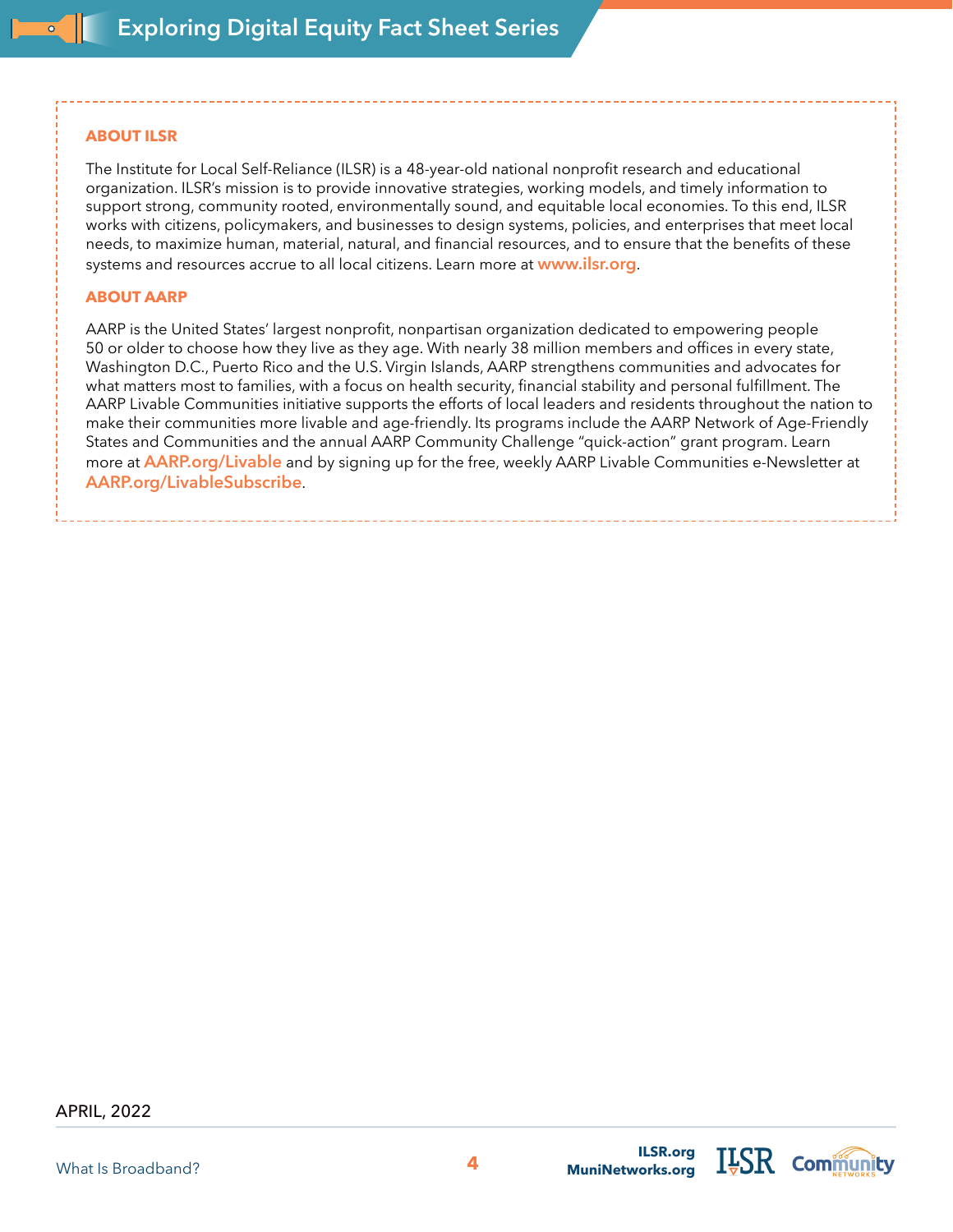## ABOUT ILSR

The Institute for Local Self-Reliance (ILSR) is a 48-year-old national nonprofit research and educational organization. ILSR's mission is to provide innovative strategies, working models, and timely information to support strong, community rooted, environmentally sound, and equitable local economies. To this end, ILSR works with citizens, policymakers, and businesses to design systems, policies, and enterprises that meet local needs, to maximize human, material, natural, and financial resources, and to ensure that the benefits of these systems and resources accrue to all local citizens. Learn more at **www.ilsr.org**.

## ABOUT AARP

AARP is the United States' largest nonprofit, nonpartisan organization dedicated to empowering people 50 or older to choose how they live as they age. With nearly 38 million members and offices in every state, Washington D.C., Puerto Rico and the U.S. Virgin Islands, AARP strengthens communities and advocates for what matters most to families, with a focus on health security, financial stability and personal fulfillment. The AARP Livable Communities initiative supports the efforts of local leaders and residents throughout the nation to make their communities more livable and age-friendly. Its programs include the AARP Network of Age-Friendly States and Communities and the annual AARP Community Challenge "quick-action" grant program. Learn more at **AARP.org/Livable** and by signing up for the free, weekly AARP Livable Communities e-Newsletter at **AARP.org/LivableSubscribe**.

APRIL, 2022